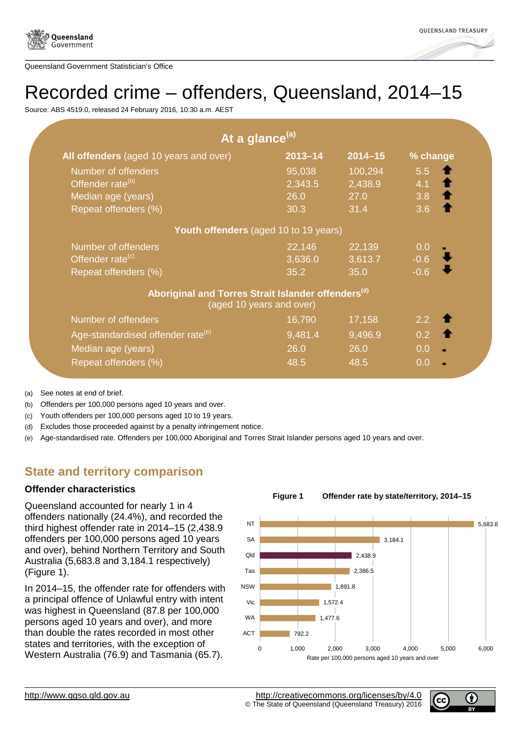Queensland Government Statistician's Office

# Recorded crime – offenders, Queensland, 2014–15

Source: ABS 4519.0, released 24 February 2016, 10:30 a.m. AEST

## At a glance[(a)]

| **All offenders** (aged 10 years and over) | 2013–14 | 2014–15 | % change |
|---|---|---|---|
| Number of offenders | 95,038 | 100,294 | 5.5 ⬆ |
| Offender rate[(b)] | 2,343.5 | 2,438.9 | 4.1 ⬆ |
| Median age (years) | 26.0 | 27.0 | 3.8 ⬆ |
| Repeat offenders (%) | 30.3 | 31.4 | 3.6 ⬆ |
| **Youth offenders** (aged 10 to 19 years) | | | |
| Number of offenders | 22,146 | 22,139 | 0.0 ▪ |
| Offender rate[(c)] | 3,636.0 | 3,613.7 | -0.6 ⬇ |
| Repeat offenders (%) | 35.2 | 35.0 | -0.6 ⬇ |
| **Aboriginal and Torres Strait Islander offenders**[(d)] (aged 10 years and over) | | | |
| Number of offenders | 16,790 | 17,158 | 2.2 ⬆ |
| Age-standardised offender rate[(e)] | 9,481.4 | 9,496.9 | 0.2 ⬆ |
| Median age (years) | 26.0 | 26.0 | 0.0 ▪ |
| Repeat offenders (%) | 48.5 | 48.5 | 0.0 ▪ |

(a) See notes at end of brief.
(b) Offenders per 100,000 persons aged 10 years and over.
(c) Youth offenders per 100,000 persons aged 10 to 19 years.
(d) Excludes those proceeded against by a penalty infringement notice.
(e) Age-standardised rate. Offenders per 100,000 Aboriginal and Torres Strait Islander persons aged 10 years and over.

## State and territory comparison

### Offender characteristics

Queensland accounted for nearly 1 in 4 offenders nationally (24.4%), and recorded the third highest offender rate in 2014–15 (2,438.9 offenders per 100,000 persons aged 10 years and over), behind Northern Territory and South Australia (5,683.8 and 3,184.1 respectively) (Figure 1).

In 2014–15, the offender rate for offenders with a principal offence of Unlawful entry with intent was highest in Queensland (87.8 per 100,000 persons aged 10 years and over), and more than double the rates recorded in most other states and territories, with the exception of Western Australia (76.9) and Tasmania (65.7).

**Figure 1 Offender rate by state/territory, 2014–15**

| State/territory | Rate per 100,000 persons aged 10 years and over |
|---|---|
| NT | 5,683.8 |
| SA | 3,184.1 |
| Qld | 2,438.9 |
| Tas | 2,386.5 |
| NSW | 1,891.8 |
| Vic | 1,572.4 |
| WA | 1,477.6 |
| ACT | 792.2 |

http://www.qgso.qld.gov.au

http://creativecommons.org/licenses/by/4.0
© The State of Queensland (Queensland Treasury) 2016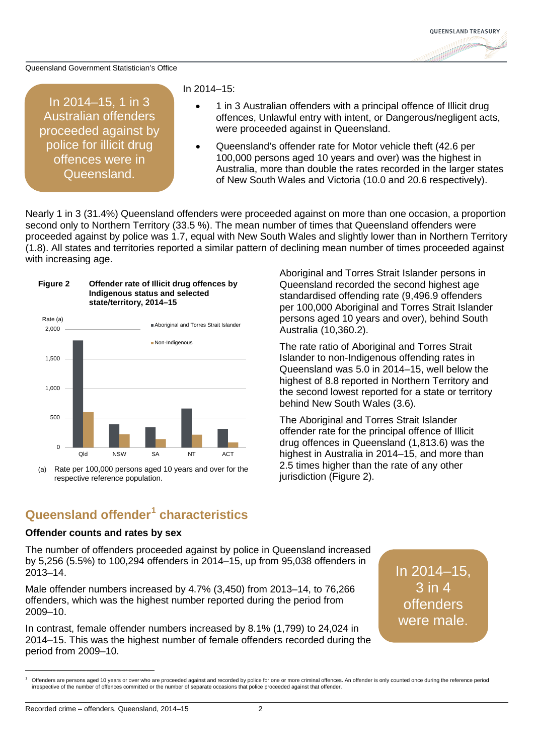> In 2014–15, 1 in 3 Australian offenders proceeded against by police for illicit drug offences were in Queensland.

In 2014–15:

- 1 in 3 Australian offenders with a principal offence of Illicit drug offences, Unlawful entry with intent, or Dangerous/negligent acts, were proceeded against in Queensland.
- Queensland's offender rate for Motor vehicle theft (42.6 per 100,000 persons aged 10 years and over) was the highest in Australia, more than double the rates recorded in the larger states of New South Wales and Victoria (10.0 and 20.6 respectively).

Nearly 1 in 3 (31.4%) Queensland offenders were proceeded against on more than one occasion, a proportion second only to Northern Territory (33.5 %). The mean number of times that Queensland offenders were proceeded against by police was 1.7, equal with New South Wales and slightly lower than in Northern Territory (1.8). All states and territories reported a similar pattern of declining mean number of times proceeded against with increasing age.

**Figure 2 Offender rate of Illicit drug offences by Indigenous status and selected state/territory, 2014–15**

(a) Rate per 100,000 persons aged 10 years and over for the respective reference population.

Aboriginal and Torres Strait Islander persons in Queensland recorded the second highest age standardised offending rate (9,496.9 offenders per 100,000 Aboriginal and Torres Strait Islander persons aged 10 years and over), behind South Australia (10,360.2).

The rate ratio of Aboriginal and Torres Strait Islander to non-Indigenous offending rates in Queensland was 5.0 in 2014–15, well below the highest of 8.8 reported in Northern Territory and the second lowest reported for a state or territory behind New South Wales (3.6).

The Aboriginal and Torres Strait Islander offender rate for the principal offence of Illicit drug offences in Queensland (1,813.6) was the highest in Australia in 2014–15, and more than 2.5 times higher than the rate of any other jurisdiction (Figure 2).

## Queensland offender[1] characteristics

### Offender counts and rates by sex

The number of offenders proceeded against by police in Queensland increased by 5,256 (5.5%) to 100,294 offenders in 2014–15, up from 95,038 offenders in 2013–14.

Male offender numbers increased by 4.7% (3,450) from 2013–14, to 76,266 offenders, which was the highest number reported during the period from 2009–10.

In contrast, female offender numbers increased by 8.1% (1,799) to 24,024 in 2014–15. This was the highest number of female offenders recorded during the period from 2009–10.

> In 2014–15, 3 in 4 offenders were male.

[1] Offenders are persons aged 10 years or over who are proceeded against and recorded by police for one or more criminal offences. An offender is only counted once during the reference period irrespective of the number of offences committed or the number of separate occasions that police proceeded against that offender.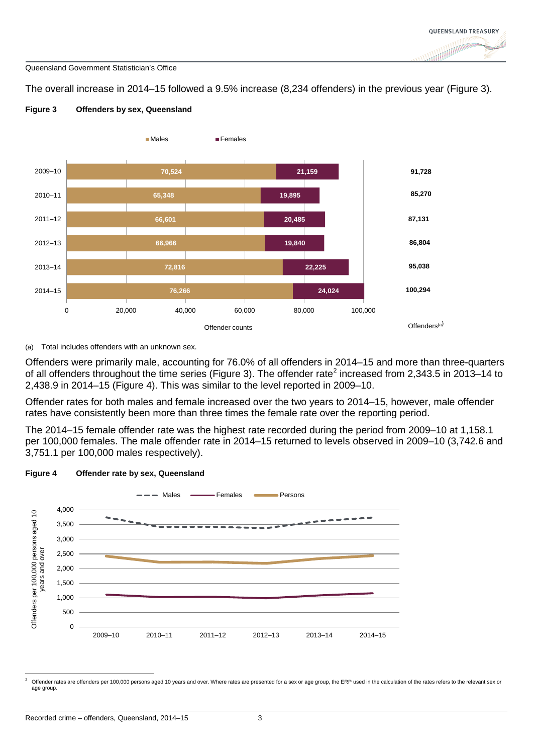The overall increase in 2014–15 followed a 9.5% increase (8,234 offenders) in the previous year (Figure 3).

**Figure 3 Offenders by sex, Queensland**

| Year | Males | Females | Offenders(a) |
|---|---|---|---|
| 2009–10 | 70,524 | 21,159 | 91,728 |
| 2010–11 | 65,348 | 19,895 | 85,270 |
| 2011–12 | 66,601 | 20,485 | 87,131 |
| 2012–13 | 66,966 | 19,840 | 86,804 |
| 2013–14 | 72,816 | 22,225 | 95,038 |
| 2014–15 | 76,266 | 24,024 | 100,294 |

(a) Total includes offenders with an unknown sex.

Offenders were primarily male, accounting for 76.0% of all offenders in 2014–15 and more than three-quarters of all offenders throughout the time series (Figure 3). The offender rate[2] increased from 2,343.5 in 2013–14 to 2,438.9 in 2014–15 (Figure 4). This was similar to the level reported in 2009–10.

Offender rates for both males and female increased over the two years to 2014–15, however, male offender rates have consistently been more than three times the female rate over the reporting period.

The 2014–15 female offender rate was the highest rate recorded during the period from 2009–10 at 1,158.1 per 100,000 females. The male offender rate in 2014–15 returned to levels observed in 2009–10 (3,742.6 and 3,751.1 per 100,000 males respectively).

**Figure 4 Offender rate by sex, Queensland**

Line chart of offenders per 100,000 persons aged 10 years and over, 2009–10 to 2014–15, for Males, Females and Persons.

---

[2] Offender rates are offenders per 100,000 persons aged 10 years and over. Where rates are presented for a sex or age group, the ERP used in the calculation of the rates refers to the relevant sex or age group.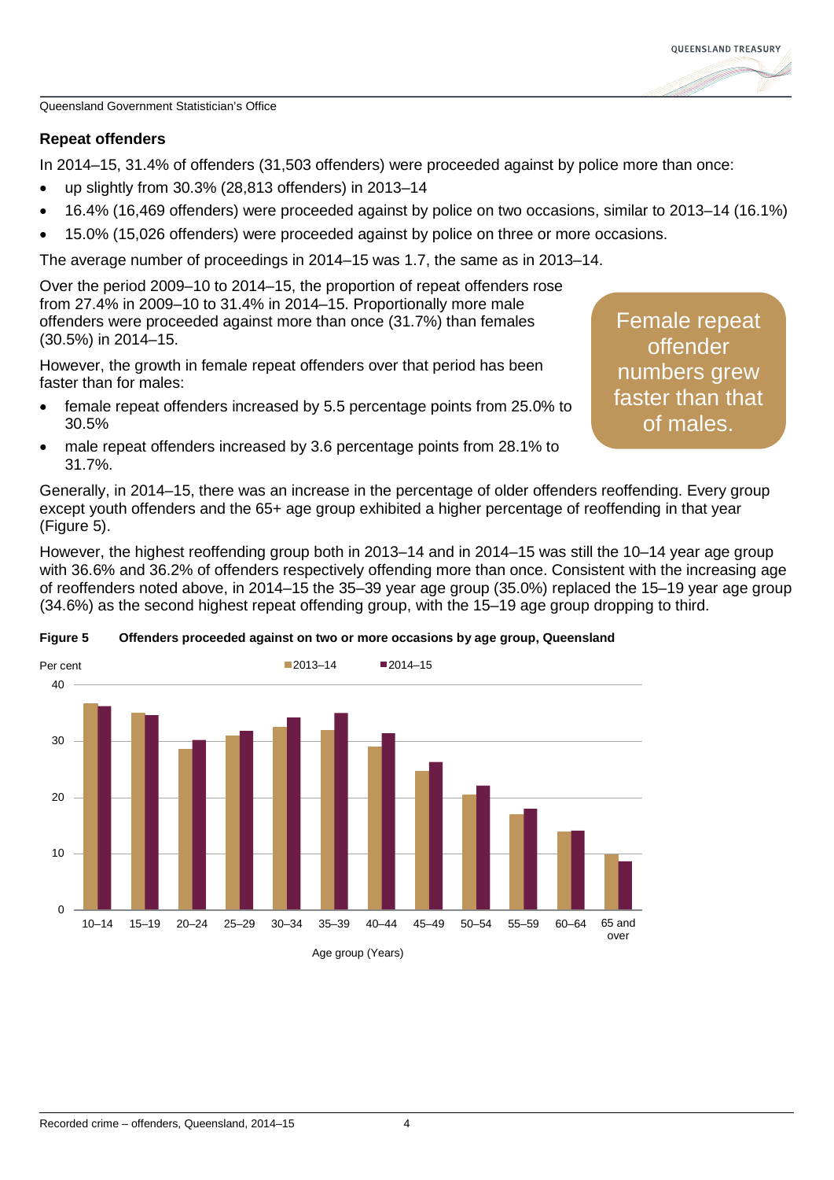## Repeat offenders

In 2014–15, 31.4% of offenders (31,503 offenders) were proceeded against by police more than once:

- up slightly from 30.3% (28,813 offenders) in 2013–14
- 16.4% (16,469 offenders) were proceeded against by police on two occasions, similar to 2013–14 (16.1%)
- 15.0% (15,026 offenders) were proceeded against by police on three or more occasions.

The average number of proceedings in 2014–15 was 1.7, the same as in 2013–14.

Over the period 2009–10 to 2014–15, the proportion of repeat offenders rose from 27.4% in 2009–10 to 31.4% in 2014–15. Proportionally more male offenders were proceeded against more than once (31.7%) than females (30.5%) in 2014–15.

However, the growth in female repeat offenders over that period has been faster than for males:

- female repeat offenders increased by 5.5 percentage points from 25.0% to 30.5%
- male repeat offenders increased by 3.6 percentage points from 28.1% to 31.7%.

Female repeat offender numbers grew faster than that of males.

Generally, in 2014–15, there was an increase in the percentage of older offenders reoffending. Every group except youth offenders and the 65+ age group exhibited a higher percentage of reoffending in that year (Figure 5).

However, the highest reoffending group both in 2013–14 and in 2014–15 was still the 10–14 year age group with 36.6% and 36.2% of offenders respectively offending more than once. Consistent with the increasing age of reoffenders noted above, in 2014–15 the 35–39 year age group (35.0%) replaced the 15–19 year age group (34.6%) as the second highest repeat offending group, with the 15–19 age group dropping to third.

**Figure 5 Offenders proceeded against on two or more occasions by age group, Queensland**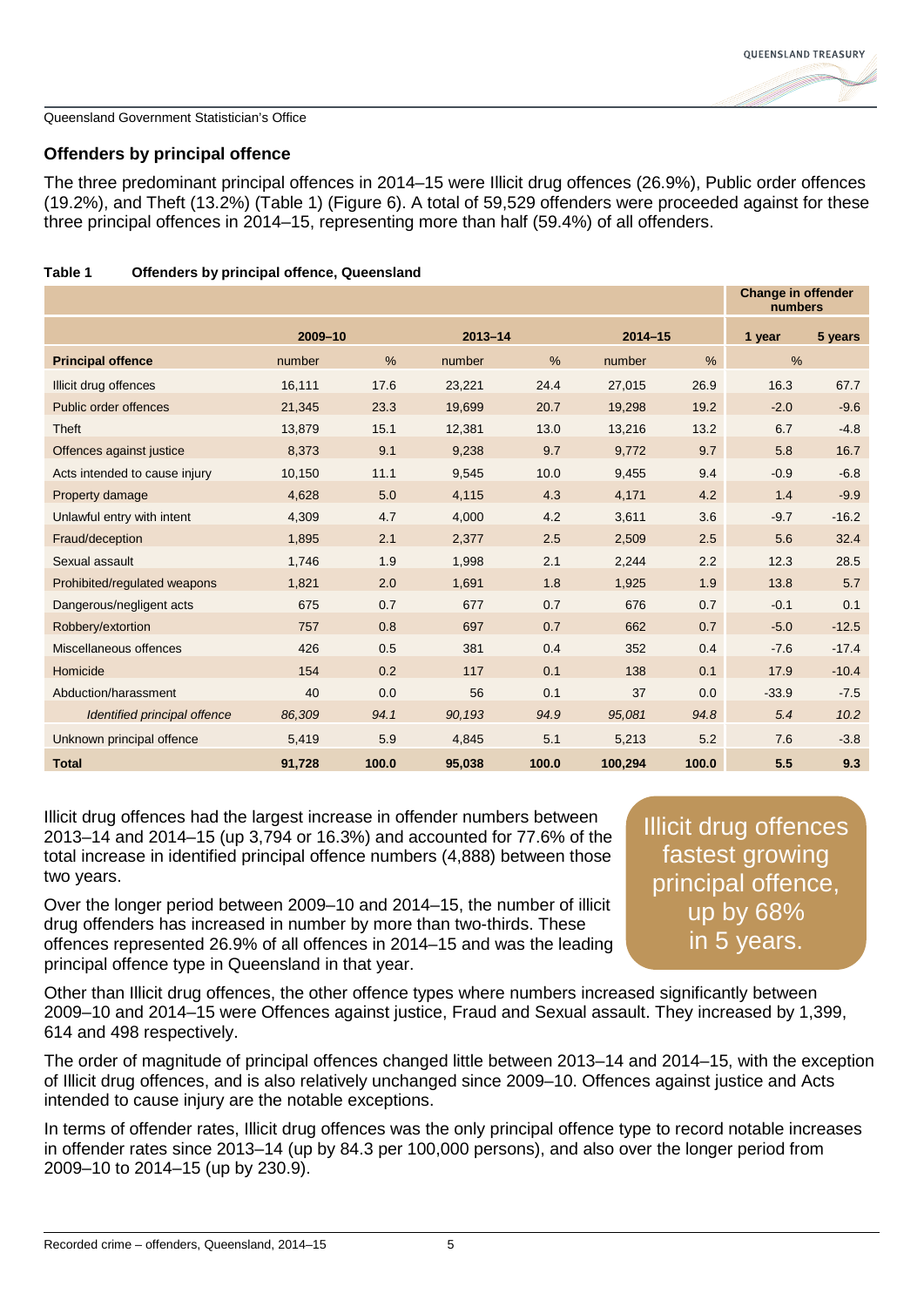## Offenders by principal offence

The three predominant principal offences in 2014–15 were Illicit drug offences (26.9%), Public order offences (19.2%), and Theft (13.2%) (Table 1) (Figure 6). A total of 59,529 offenders were proceeded against for these three principal offences in 2014–15, representing more than half (59.4%) of all offenders.

**Table 1 Offenders by principal offence, Queensland**

| | | | | | | | Change in offender numbers | |
|---|---|---|---|---|---|---|---|---|
| | 2009–10 | | 2013–14 | | 2014–15 | | 1 year | 5 years |
| **Principal offence** | number | % | number | % | number | % | % | |
| Illicit drug offences | 16,111 | 17.6 | 23,221 | 24.4 | 27,015 | 26.9 | 16.3 | 67.7 |
| Public order offences | 21,345 | 23.3 | 19,699 | 20.7 | 19,298 | 19.2 | -2.0 | -9.6 |
| Theft | 13,879 | 15.1 | 12,381 | 13.0 | 13,216 | 13.2 | 6.7 | -4.8 |
| Offences against justice | 8,373 | 9.1 | 9,238 | 9.7 | 9,772 | 9.7 | 5.8 | 16.7 |
| Acts intended to cause injury | 10,150 | 11.1 | 9,545 | 10.0 | 9,455 | 9.4 | -0.9 | -6.8 |
| Property damage | 4,628 | 5.0 | 4,115 | 4.3 | 4,171 | 4.2 | 1.4 | -9.9 |
| Unlawful entry with intent | 4,309 | 4.7 | 4,000 | 4.2 | 3,611 | 3.6 | -9.7 | -16.2 |
| Fraud/deception | 1,895 | 2.1 | 2,377 | 2.5 | 2,509 | 2.5 | 5.6 | 32.4 |
| Sexual assault | 1,746 | 1.9 | 1,998 | 2.1 | 2,244 | 2.2 | 12.3 | 28.5 |
| Prohibited/regulated weapons | 1,821 | 2.0 | 1,691 | 1.8 | 1,925 | 1.9 | 13.8 | 5.7 |
| Dangerous/negligent acts | 675 | 0.7 | 677 | 0.7 | 676 | 0.7 | -0.1 | 0.1 |
| Robbery/extortion | 757 | 0.8 | 697 | 0.7 | 662 | 0.7 | -5.0 | -12.5 |
| Miscellaneous offences | 426 | 0.5 | 381 | 0.4 | 352 | 0.4 | -7.6 | -17.4 |
| Homicide | 154 | 0.2 | 117 | 0.1 | 138 | 0.1 | 17.9 | -10.4 |
| Abduction/harassment | 40 | 0.0 | 56 | 0.1 | 37 | 0.0 | -33.9 | -7.5 |
| *Identified principal offence* | *86,309* | *94.1* | *90,193* | *94.9* | *95,081* | *94.8* | *5.4* | *10.2* |
| Unknown principal offence | 5,419 | 5.9 | 4,845 | 5.1 | 5,213 | 5.2 | 7.6 | -3.8 |
| **Total** | **91,728** | **100.0** | **95,038** | **100.0** | **100,294** | **100.0** | **5.5** | **9.3** |

Illicit drug offences had the largest increase in offender numbers between 2013–14 and 2014–15 (up 3,794 or 16.3%) and accounted for 77.6% of the total increase in identified principal offence numbers (4,888) between those two years.

Over the longer period between 2009–10 and 2014–15, the number of illicit drug offenders has increased in number by more than two-thirds. These offences represented 26.9% of all offences in 2014–15 and was the leading principal offence type in Queensland in that year.

Illicit drug offences fastest growing principal offence, up by 68% in 5 years.

Other than Illicit drug offences, the other offence types where numbers increased significantly between 2009–10 and 2014–15 were Offences against justice, Fraud and Sexual assault. They increased by 1,399, 614 and 498 respectively.

The order of magnitude of principal offences changed little between 2013–14 and 2014–15, with the exception of Illicit drug offences, and is also relatively unchanged since 2009–10. Offences against justice and Acts intended to cause injury are the notable exceptions.

In terms of offender rates, Illicit drug offences was the only principal offence type to record notable increases in offender rates since 2013–14 (up by 84.3 per 100,000 persons), and also over the longer period from 2009–10 to 2014–15 (up by 230.9).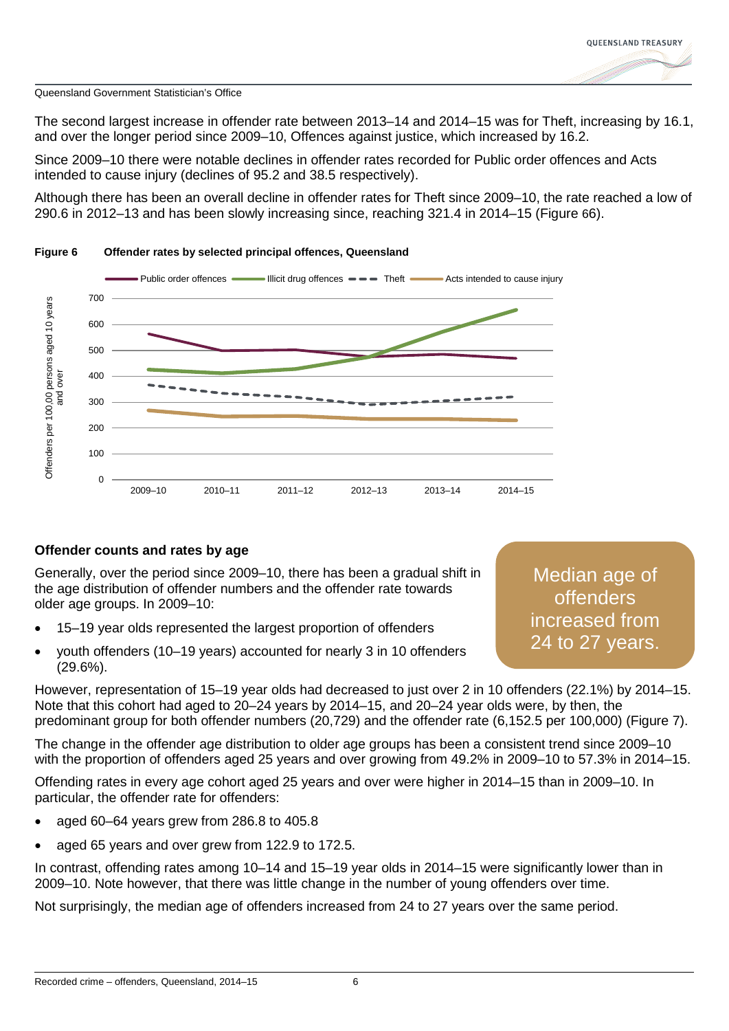The second largest increase in offender rate between 2013–14 and 2014–15 was for Theft, increasing by 16.1, and over the longer period since 2009–10, Offences against justice, which increased by 16.2.

Since 2009–10 there were notable declines in offender rates recorded for Public order offences and Acts intended to cause injury (declines of 95.2 and 38.5 respectively).

Although there has been an overall decline in offender rates for Theft since 2009–10, the rate reached a low of 290.6 in 2012–13 and has been slowly increasing since, reaching 321.4 in 2014–15 (Figure 66).

**Figure 6 Offender rates by selected principal offences, Queensland**

## Offender counts and rates by age

Generally, over the period since 2009–10, there has been a gradual shift in the age distribution of offender numbers and the offender rate towards older age groups. In 2009–10:

- 15–19 year olds represented the largest proportion of offenders
- youth offenders (10–19 years) accounted for nearly 3 in 10 offenders (29.6%).

Median age of offenders increased from 24 to 27 years.

However, representation of 15–19 year olds had decreased to just over 2 in 10 offenders (22.1%) by 2014–15. Note that this cohort had aged to 20–24 years by 2014–15, and 20–24 year olds were, by then, the predominant group for both offender numbers (20,729) and the offender rate (6,152.5 per 100,000) (Figure 7).

The change in the offender age distribution to older age groups has been a consistent trend since 2009–10 with the proportion of offenders aged 25 years and over growing from 49.2% in 2009–10 to 57.3% in 2014–15.

Offending rates in every age cohort aged 25 years and over were higher in 2014–15 than in 2009–10. In particular, the offender rate for offenders:

- aged 60–64 years grew from 286.8 to 405.8
- aged 65 years and over grew from 122.9 to 172.5.

In contrast, offending rates among 10–14 and 15–19 year olds in 2014–15 were significantly lower than in 2009–10. Note however, that there was little change in the number of young offenders over time.

Not surprisingly, the median age of offenders increased from 24 to 27 years over the same period.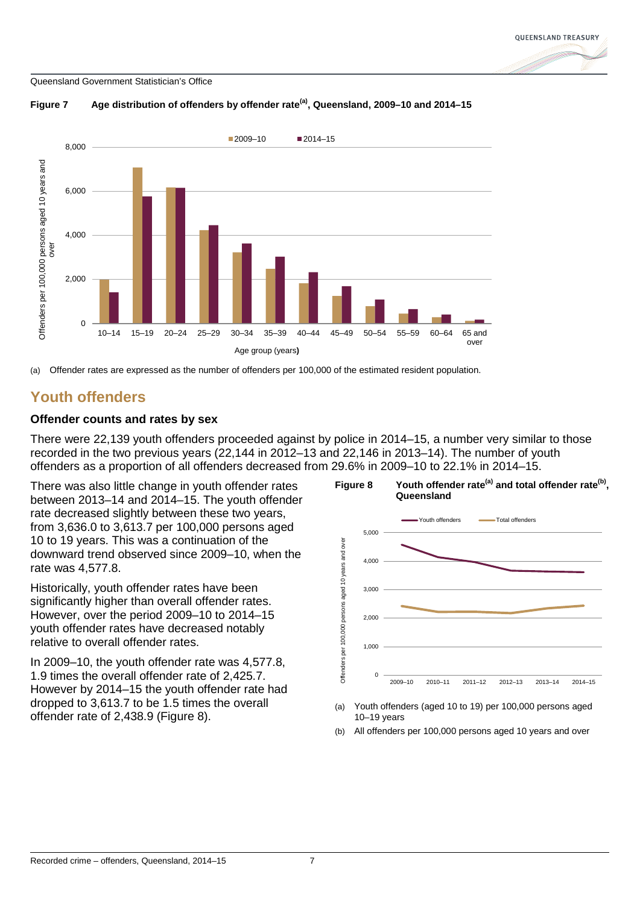**Figure 7 Age distribution of offenders by offender rate[(a)], Queensland, 2009–10 and 2014–15**

(a) Offender rates are expressed as the number of offenders per 100,000 of the estimated resident population.

## Youth offenders

### Offender counts and rates by sex

There were 22,139 youth offenders proceeded against by police in 2014–15, a number very similar to those recorded in the two previous years (22,144 in 2012–13 and 22,146 in 2013–14). The number of youth offenders as a proportion of all offenders decreased from 29.6% in 2009–10 to 22.1% in 2014–15.

There was also little change in youth offender rates between 2013–14 and 2014–15. The youth offender rate decreased slightly between these two years, from 3,636.0 to 3,613.7 per 100,000 persons aged 10 to 19 years. This was a continuation of the downward trend observed since 2009–10, when the rate was 4,577.8.

Historically, youth offender rates have been significantly higher than overall offender rates. However, over the period 2009–10 to 2014–15 youth offender rates have decreased notably relative to overall offender rates.

In 2009–10, the youth offender rate was 4,577.8, 1.9 times the overall offender rate of 2,425.7. However by 2014–15 the youth offender rate had dropped to 3,613.7 to be 1.5 times the overall offender rate of 2,438.9 (Figure 8).

**Figure 8 Youth offender rate[(a)] and total offender rate[(b)], Queensland**

(a) Youth offenders (aged 10 to 19) per 100,000 persons aged 10–19 years

(b) All offenders per 100,000 persons aged 10 years and over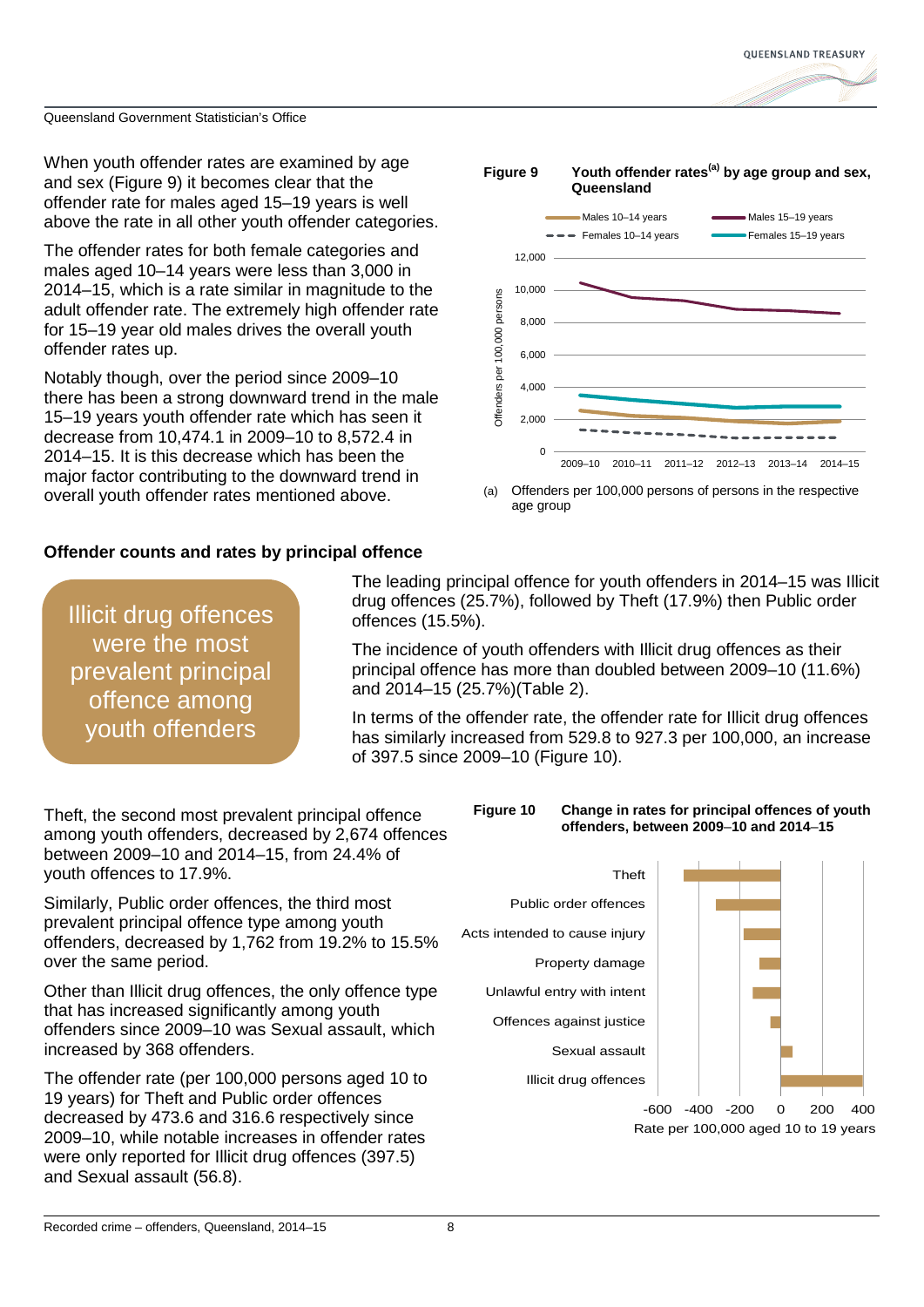When youth offender rates are examined by age and sex (Figure 9) it becomes clear that the offender rate for males aged 15–19 years is well above the rate in all other youth offender categories.

The offender rates for both female categories and males aged 10–14 years were less than 3,000 in 2014–15, which is a rate similar in magnitude to the adult offender rate. The extremely high offender rate for 15–19 year old males drives the overall youth offender rates up.

Notably though, over the period since 2009–10 there has been a strong downward trend in the male 15–19 years youth offender rate which has seen it decrease from 10,474.1 in 2009–10 to 8,572.4 in 2014–15. It is this decrease which has been the major factor contributing to the downward trend in overall youth offender rates mentioned above.

**Figure 9 Youth offender rates[a] by age group and sex, Queensland**

(a) Offenders per 100,000 persons of persons in the respective age group

### Offender counts and rates by principal offence

> Illicit drug offences were the most prevalent principal offence among youth offenders

The leading principal offence for youth offenders in 2014–15 was Illicit drug offences (25.7%), followed by Theft (17.9%) then Public order offences (15.5%).

The incidence of youth offenders with Illicit drug offences as their principal offence has more than doubled between 2009–10 (11.6%) and 2014–15 (25.7%)(Table 2).

In terms of the offender rate, the offender rate for Illicit drug offences has similarly increased from 529.8 to 927.3 per 100,000, an increase of 397.5 since 2009–10 (Figure 10).

Theft, the second most prevalent principal offence among youth offenders, decreased by 2,674 offences between 2009–10 and 2014–15, from 24.4% of youth offences to 17.9%.

Similarly, Public order offences, the third most prevalent principal offence type among youth offenders, decreased by 1,762 from 19.2% to 15.5% over the same period.

Other than Illicit drug offences, the only offence type that has increased significantly among youth offenders since 2009–10 was Sexual assault, which increased by 368 offenders.

The offender rate (per 100,000 persons aged 10 to 19 years) for Theft and Public order offences decreased by 473.6 and 316.6 respectively since 2009–10, while notable increases in offender rates were only reported for Illicit drug offences (397.5) and Sexual assault (56.8).

**Figure 10 Change in rates for principal offences of youth offenders, between 2009–10 and 2014–15**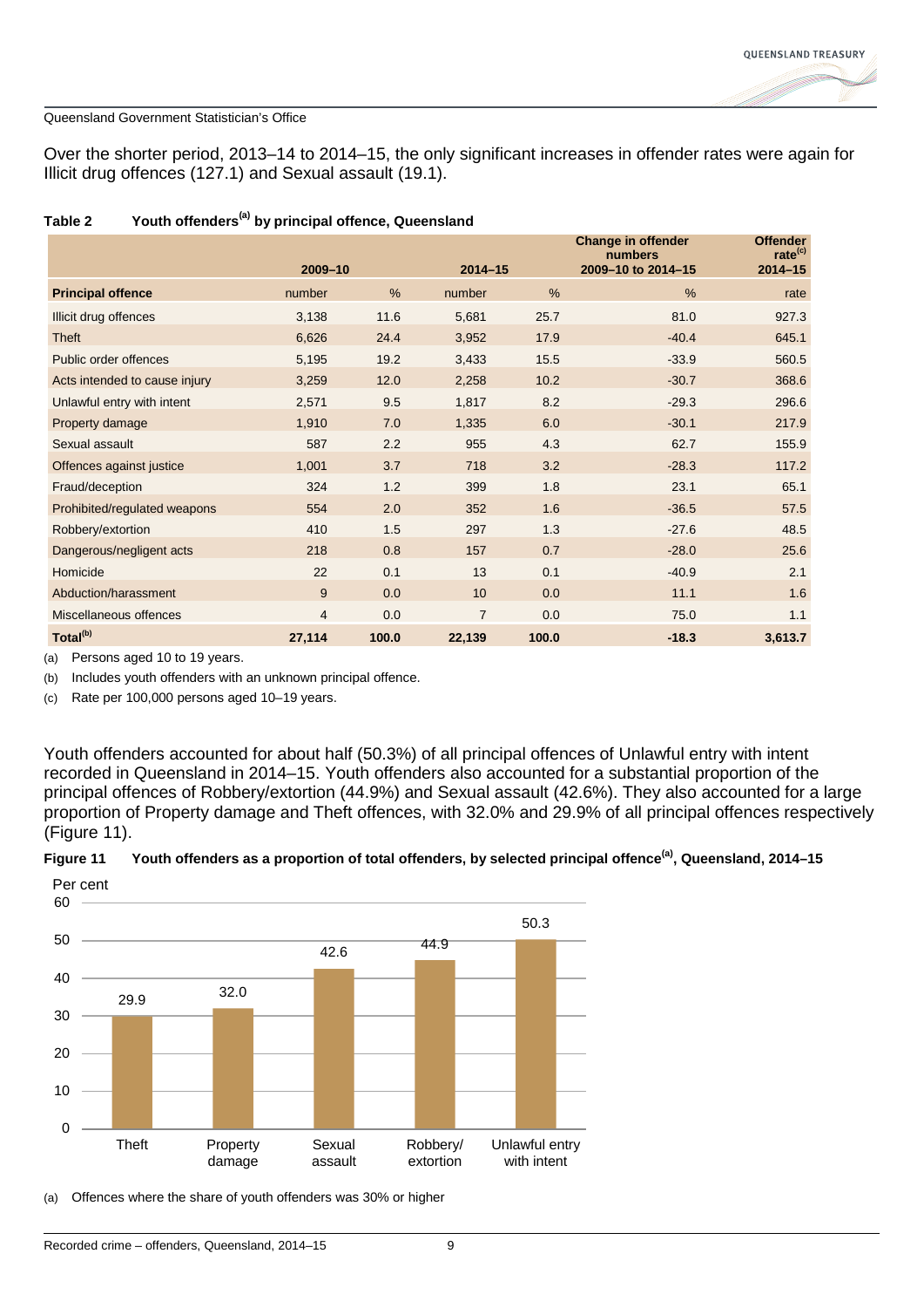Over the shorter period, 2013–14 to 2014–15, the only significant increases in offender rates were again for Illicit drug offences (127.1) and Sexual assault (19.1).

**Table 2 Youth offenders[(a)] by principal offence, Queensland**

| | 2009–10 | | 2014–15 | | Change in offender numbers 2009–10 to 2014–15 | Offender rate[(c)] 2014–15 |
|---|---|---|---|---|---|---|
| **Principal offence** | number | % | number | % | % | rate |
| Illicit drug offences | 3,138 | 11.6 | 5,681 | 25.7 | 81.0 | 927.3 |
| Theft | 6,626 | 24.4 | 3,952 | 17.9 | -40.4 | 645.1 |
| Public order offences | 5,195 | 19.2 | 3,433 | 15.5 | -33.9 | 560.5 |
| Acts intended to cause injury | 3,259 | 12.0 | 2,258 | 10.2 | -30.7 | 368.6 |
| Unlawful entry with intent | 2,571 | 9.5 | 1,817 | 8.2 | -29.3 | 296.6 |
| Property damage | 1,910 | 7.0 | 1,335 | 6.0 | -30.1 | 217.9 |
| Sexual assault | 587 | 2.2 | 955 | 4.3 | 62.7 | 155.9 |
| Offences against justice | 1,001 | 3.7 | 718 | 3.2 | -28.3 | 117.2 |
| Fraud/deception | 324 | 1.2 | 399 | 1.8 | 23.1 | 65.1 |
| Prohibited/regulated weapons | 554 | 2.0 | 352 | 1.6 | -36.5 | 57.5 |
| Robbery/extortion | 410 | 1.5 | 297 | 1.3 | -27.6 | 48.5 |
| Dangerous/negligent acts | 218 | 0.8 | 157 | 0.7 | -28.0 | 25.6 |
| Homicide | 22 | 0.1 | 13 | 0.1 | -40.9 | 2.1 |
| Abduction/harassment | 9 | 0.0 | 10 | 0.0 | 11.1 | 1.6 |
| Miscellaneous offences | 4 | 0.0 | 7 | 0.0 | 75.0 | 1.1 |
| **Total[(b)]** | **27,114** | **100.0** | **22,139** | **100.0** | **-18.3** | **3,613.7** |

(a) Persons aged 10 to 19 years.

(b) Includes youth offenders with an unknown principal offence.

(c) Rate per 100,000 persons aged 10–19 years.

Youth offenders accounted for about half (50.3%) of all principal offences of Unlawful entry with intent recorded in Queensland in 2014–15. Youth offenders also accounted for a substantial proportion of the principal offences of Robbery/extortion (44.9%) and Sexual assault (42.6%). They also accounted for a large proportion of Property damage and Theft offences, with 32.0% and 29.9% of all principal offences respectively (Figure 11).

**Figure 11 Youth offenders as a proportion of total offenders, by selected principal offence[(a)], Queensland, 2014–15**

| Principal offence | Per cent |
|---|---|
| Theft | 29.9 |
| Property damage | 32.0 |
| Sexual assault | 42.6 |
| Robbery/extortion | 44.9 |
| Unlawful entry with intent | 50.3 |

(a) Offences where the share of youth offenders was 30% or higher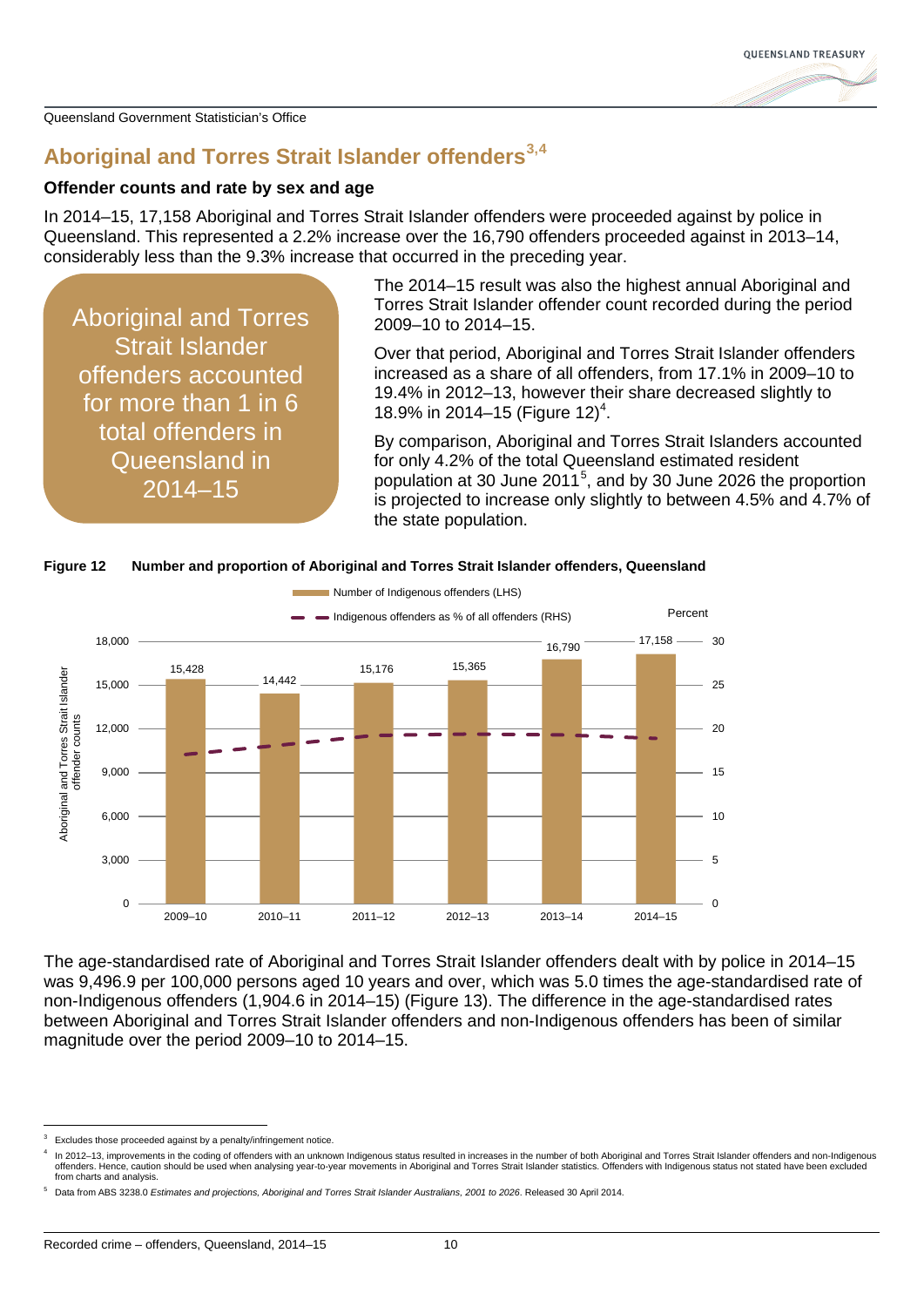## Aboriginal and Torres Strait Islander offenders[3,4]

### Offender counts and rate by sex and age

In 2014–15, 17,158 Aboriginal and Torres Strait Islander offenders were proceeded against by police in Queensland. This represented a 2.2% increase over the 16,790 offenders proceeded against in 2013–14, considerably less than the 9.3% increase that occurred in the preceding year.

> Aboriginal and Torres Strait Islander offenders accounted for more than 1 in 6 total offenders in Queensland in 2014–15

The 2014–15 result was also the highest annual Aboriginal and Torres Strait Islander offender count recorded during the period 2009–10 to 2014–15.

Over that period, Aboriginal and Torres Strait Islander offenders increased as a share of all offenders, from 17.1% in 2009–10 to 19.4% in 2012–13, however their share decreased slightly to 18.9% in 2014–15 (Figure 12)[4].

By comparison, Aboriginal and Torres Strait Islanders accounted for only 4.2% of the total Queensland estimated resident population at 30 June 2011[5], and by 30 June 2026 the proportion is projected to increase only slightly to between 4.5% and 4.7% of the state population.

**Figure 12 Number and proportion of Aboriginal and Torres Strait Islander offenders, Queensland**

| | 2009–10 | 2010–11 | 2011–12 | 2012–13 | 2013–14 | 2014–15 |
|---|---|---|---|---|---|---|
| Number of Indigenous offenders (LHS) | 15,428 | 14,442 | 15,176 | 15,365 | 16,790 | 17,158 |

The age-standardised rate of Aboriginal and Torres Strait Islander offenders dealt with by police in 2014–15 was 9,496.9 per 100,000 persons aged 10 years and over, which was 5.0 times the age-standardised rate of non-Indigenous offenders (1,904.6 in 2014–15) (Figure 13). The difference in the age-standardised rates between Aboriginal and Torres Strait Islander offenders and non-Indigenous offenders has been of similar magnitude over the period 2009–10 to 2014–15.

---

3 Excludes those proceeded against by a penalty/infringement notice.

4 In 2012–13, improvements in the coding of offenders with an unknown Indigenous status resulted in increases in the number of both Aboriginal and Torres Strait Islander offenders and non-Indigenous offenders. Hence, caution should be used when analysing year-to-year movements in Aboriginal and Torres Strait Islander statistics. Offenders with Indigenous status not stated have been excluded from charts and analysis.

5 Data from ABS 3238.0 *Estimates and projections, Aboriginal and Torres Strait Islander Australians, 2001 to 2026*. Released 30 April 2014.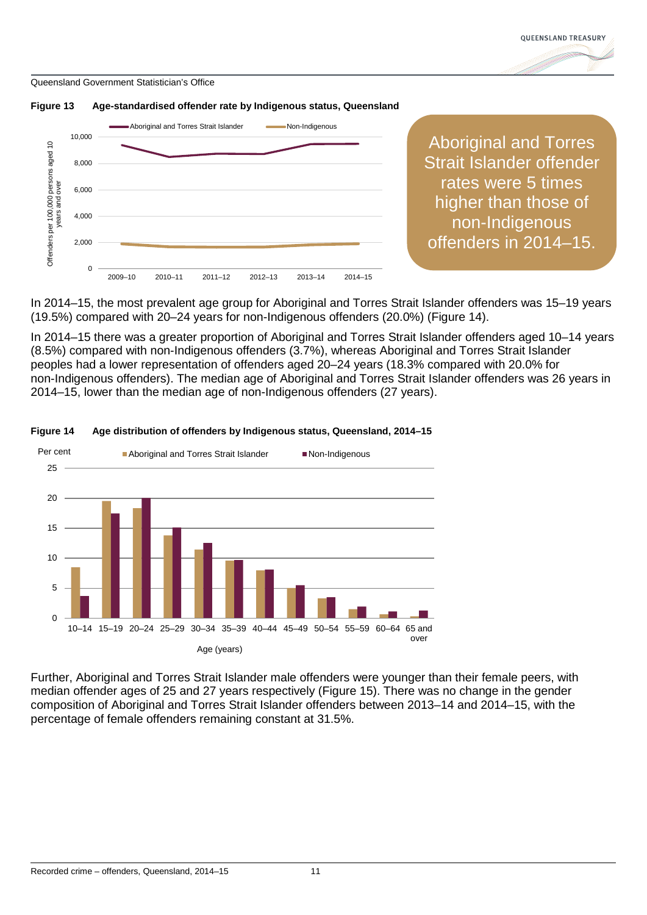**Figure 13 Age-standardised offender rate by Indigenous status, Queensland**

Aboriginal and Torres Strait Islander offender rates were 5 times higher than those of non-Indigenous offenders in 2014–15.

In 2014–15, the most prevalent age group for Aboriginal and Torres Strait Islander offenders was 15–19 years (19.5%) compared with 20–24 years for non-Indigenous offenders (20.0%) (Figure 14).

In 2014–15 there was a greater proportion of Aboriginal and Torres Strait Islander offenders aged 10–14 years (8.5%) compared with non-Indigenous offenders (3.7%), whereas Aboriginal and Torres Strait Islander peoples had a lower representation of offenders aged 20–24 years (18.3% compared with 20.0% for non-Indigenous offenders). The median age of Aboriginal and Torres Strait Islander offenders was 26 years in 2014–15, lower than the median age of non-Indigenous offenders (27 years).

**Figure 14 Age distribution of offenders by Indigenous status, Queensland, 2014–15**

Further, Aboriginal and Torres Strait Islander male offenders were younger than their female peers, with median offender ages of 25 and 27 years respectively (Figure 15). There was no change in the gender composition of Aboriginal and Torres Strait Islander offenders between 2013–14 and 2014–15, with the percentage of female offenders remaining constant at 31.5%.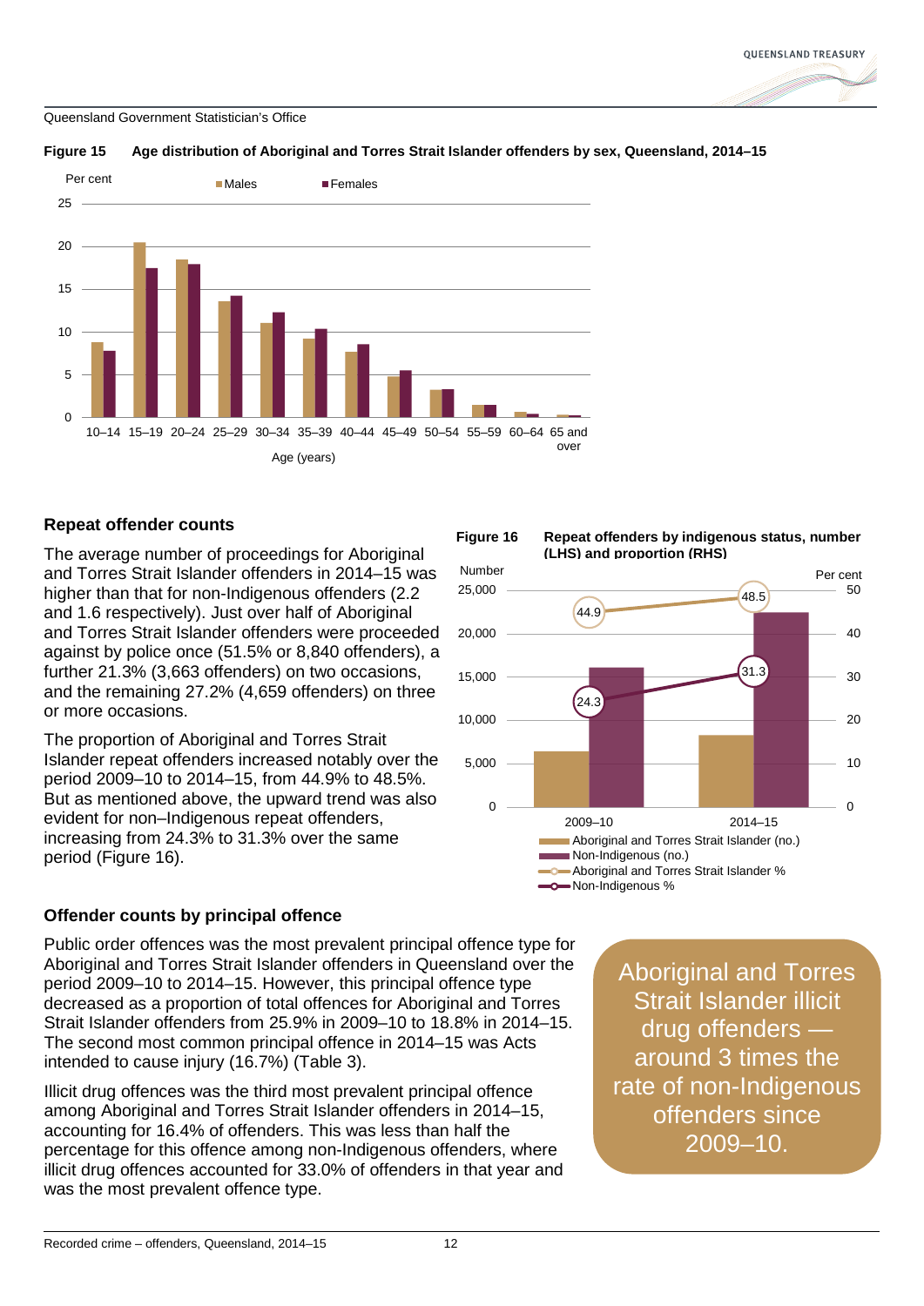**Figure 15 Age distribution of Aboriginal and Torres Strait Islander offenders by sex, Queensland, 2014–15**

**Figure 16 Repeat offenders by indigenous status, number (LHS) and proportion (RHS)**

## Repeat offender counts

The average number of proceedings for Aboriginal and Torres Strait Islander offenders in 2014–15 was higher than that for non-Indigenous offenders (2.2 and 1.6 respectively). Just over half of Aboriginal and Torres Strait Islander offenders were proceeded against by police once (51.5% or 8,840 offenders), a further 21.3% (3,663 offenders) on two occasions, and the remaining 27.2% (4,659 offenders) on three or more occasions.

The proportion of Aboriginal and Torres Strait Islander repeat offenders increased notably over the period 2009–10 to 2014–15, from 44.9% to 48.5%. But as mentioned above, the upward trend was also evident for non–Indigenous repeat offenders, increasing from 24.3% to 31.3% over the same period (Figure 16).

## Offender counts by principal offence

Public order offences was the most prevalent principal offence type for Aboriginal and Torres Strait Islander offenders in Queensland over the period 2009–10 to 2014–15. However, this principal offence type decreased as a proportion of total offences for Aboriginal and Torres Strait Islander offenders from 25.9% in 2009–10 to 18.8% in 2014–15. The second most common principal offence in 2014–15 was Acts intended to cause injury (16.7%) (Table 3).

Illicit drug offences was the third most prevalent principal offence among Aboriginal and Torres Strait Islander offenders in 2014–15, accounting for 16.4% of offenders. This was less than half the percentage for this offence among non-Indigenous offenders, where illicit drug offences accounted for 33.0% of offenders in that year and was the most prevalent offence type.

> Aboriginal and Torres Strait Islander illicit drug offenders — around 3 times the rate of non-Indigenous offenders since 2009–10.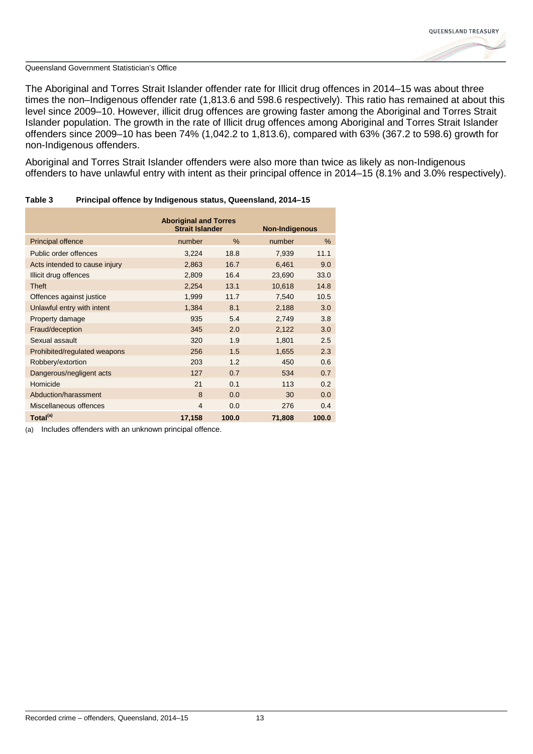The Aboriginal and Torres Strait Islander offender rate for Illicit drug offences in 2014–15 was about three times the non–Indigenous offender rate (1,813.6 and 598.6 respectively). This ratio has remained at about this level since 2009–10. However, illicit drug offences are growing faster among the Aboriginal and Torres Strait Islander population. The growth in the rate of Illicit drug offences among Aboriginal and Torres Strait Islander offenders since 2009–10 has been 74% (1,042.2 to 1,813.6), compared with 63% (367.2 to 598.6) growth for non-Indigenous offenders.

Aboriginal and Torres Strait Islander offenders were also more than twice as likely as non-Indigenous offenders to have unlawful entry with intent as their principal offence in 2014–15 (8.1% and 3.0% respectively).

**Table 3 Principal offence by Indigenous status, Queensland, 2014–15**

| | Aboriginal and Torres Strait Islander | | Non-Indigenous | |
|---|---|---|---|---|
| Principal offence | number | % | number | % |
| Public order offences | 3,224 | 18.8 | 7,939 | 11.1 |
| Acts intended to cause injury | 2,863 | 16.7 | 6,461 | 9.0 |
| Illicit drug offences | 2,809 | 16.4 | 23,690 | 33.0 |
| Theft | 2,254 | 13.1 | 10,618 | 14.8 |
| Offences against justice | 1,999 | 11.7 | 7,540 | 10.5 |
| Unlawful entry with intent | 1,384 | 8.1 | 2,188 | 3.0 |
| Property damage | 935 | 5.4 | 2,749 | 3.8 |
| Fraud/deception | 345 | 2.0 | 2,122 | 3.0 |
| Sexual assault | 320 | 1.9 | 1,801 | 2.5 |
| Prohibited/regulated weapons | 256 | 1.5 | 1,655 | 2.3 |
| Robbery/extortion | 203 | 1.2 | 450 | 0.6 |
| Dangerous/negligent acts | 127 | 0.7 | 534 | 0.7 |
| Homicide | 21 | 0.1 | 113 | 0.2 |
| Abduction/harassment | 8 | 0.0 | 30 | 0.0 |
| Miscellaneous offences | 4 | 0.0 | 276 | 0.4 |
| **Total[(a)]** | **17,158** | **100.0** | **71,808** | **100.0** |

(a) Includes offenders with an unknown principal offence.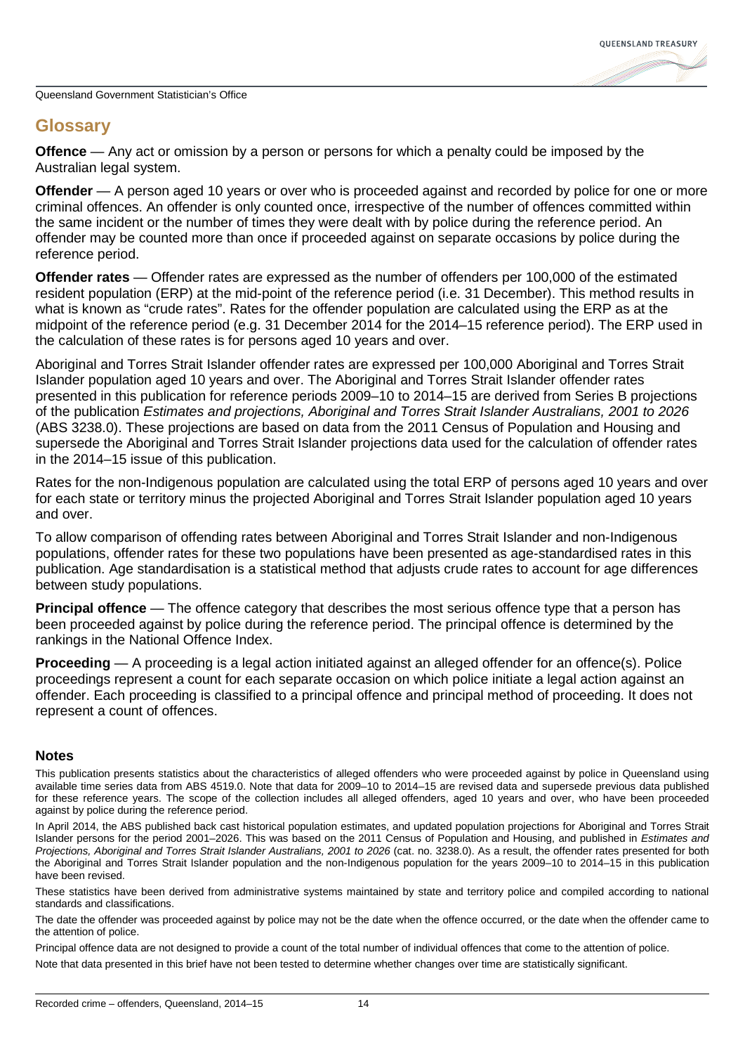## Glossary

**Offence** — Any act or omission by a person or persons for which a penalty could be imposed by the Australian legal system.

**Offender** — A person aged 10 years or over who is proceeded against and recorded by police for one or more criminal offences. An offender is only counted once, irrespective of the number of offences committed within the same incident or the number of times they were dealt with by police during the reference period. An offender may be counted more than once if proceeded against on separate occasions by police during the reference period.

**Offender rates** — Offender rates are expressed as the number of offenders per 100,000 of the estimated resident population (ERP) at the mid-point of the reference period (i.e. 31 December). This method results in what is known as "crude rates". Rates for the offender population are calculated using the ERP as at the midpoint of the reference period (e.g. 31 December 2014 for the 2014–15 reference period). The ERP used in the calculation of these rates is for persons aged 10 years and over.

Aboriginal and Torres Strait Islander offender rates are expressed per 100,000 Aboriginal and Torres Strait Islander population aged 10 years and over. The Aboriginal and Torres Strait Islander offender rates presented in this publication for reference periods 2009–10 to 2014–15 are derived from Series B projections of the publication *Estimates and projections, Aboriginal and Torres Strait Islander Australians, 2001 to 2026* (ABS 3238.0). These projections are based on data from the 2011 Census of Population and Housing and supersede the Aboriginal and Torres Strait Islander projections data used for the calculation of offender rates in the 2014–15 issue of this publication.

Rates for the non-Indigenous population are calculated using the total ERP of persons aged 10 years and over for each state or territory minus the projected Aboriginal and Torres Strait Islander population aged 10 years and over.

To allow comparison of offending rates between Aboriginal and Torres Strait Islander and non-Indigenous populations, offender rates for these two populations have been presented as age-standardised rates in this publication. Age standardisation is a statistical method that adjusts crude rates to account for age differences between study populations.

**Principal offence** — The offence category that describes the most serious offence type that a person has been proceeded against by police during the reference period. The principal offence is determined by the rankings in the National Offence Index.

**Proceeding** — A proceeding is a legal action initiated against an alleged offender for an offence(s). Police proceedings represent a count for each separate occasion on which police initiate a legal action against an offender. Each proceeding is classified to a principal offence and principal method of proceeding. It does not represent a count of offences.

### Notes

This publication presents statistics about the characteristics of alleged offenders who were proceeded against by police in Queensland using available time series data from ABS 4519.0. Note that data for 2009–10 to 2014–15 are revised data and supersede previous data published for these reference years. The scope of the collection includes all alleged offenders, aged 10 years and over, who have been proceeded against by police during the reference period.

In April 2014, the ABS published back cast historical population estimates, and updated population projections for Aboriginal and Torres Strait Islander persons for the period 2001–2026. This was based on the 2011 Census of Population and Housing, and published in *Estimates and Projections, Aboriginal and Torres Strait Islander Australians, 2001 to 2026* (cat. no. 3238.0). As a result, the offender rates presented for both the Aboriginal and Torres Strait Islander population and the non-Indigenous population for the years 2009–10 to 2014–15 in this publication have been revised.

These statistics have been derived from administrative systems maintained by state and territory police and compiled according to national standards and classifications.

The date the offender was proceeded against by police may not be the date when the offence occurred, or the date when the offender came to the attention of police.

Principal offence data are not designed to provide a count of the total number of individual offences that come to the attention of police.

Note that data presented in this brief have not been tested to determine whether changes over time are statistically significant.